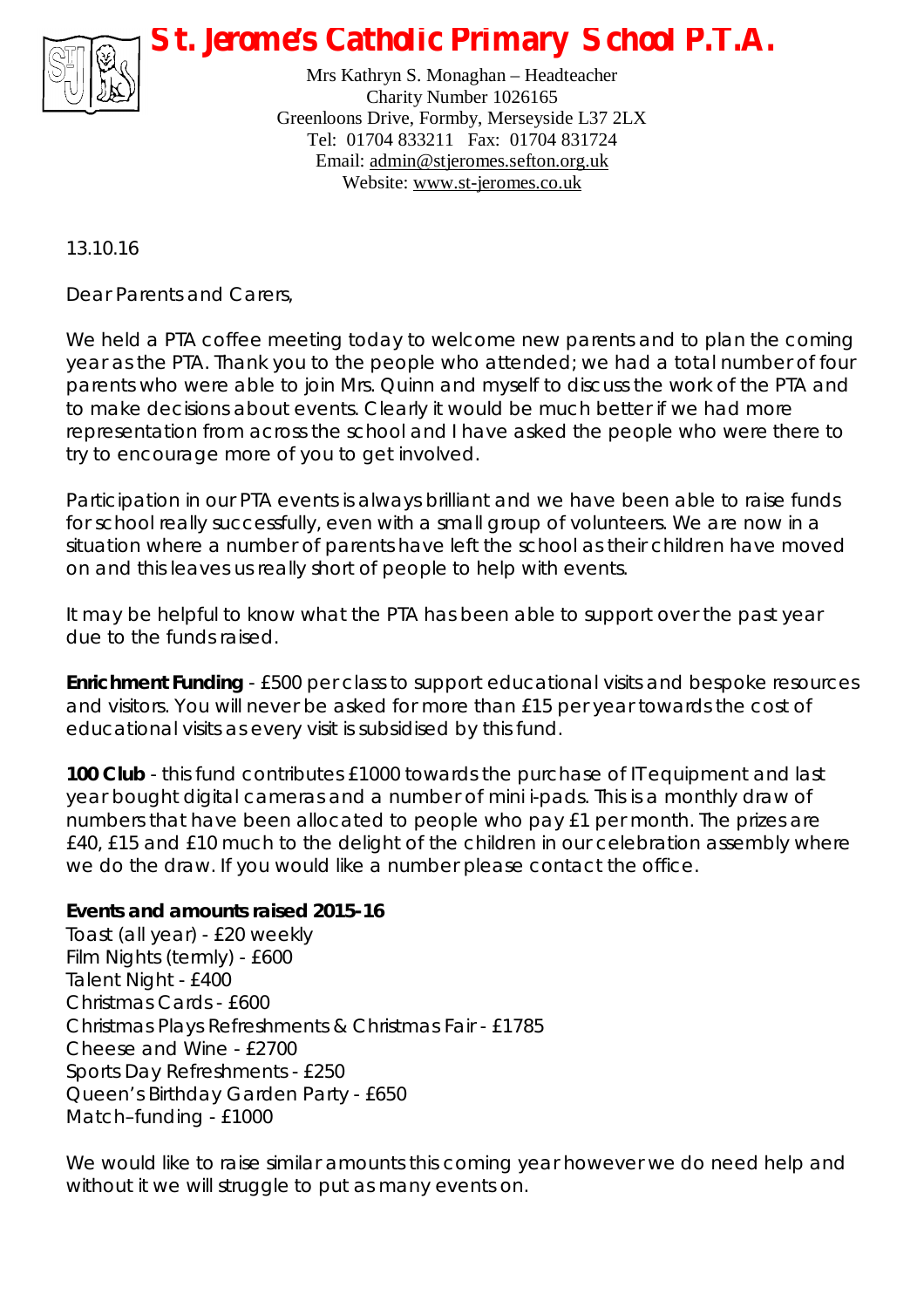# St. Jerome's Catholic Primary School P.T.A.

Mrs Kathryn S. Monaghan – Headteacher
Charity Number 1026165
Greenloons Drive, Formby, Merseyside L37 2LX
Tel: 01704 833211 Fax: 01704 831724
Email: admin@stjeromes.sefton.org.uk
Website: www.st-jeromes.co.uk

13.10.16

Dear Parents and Carers,

We held a PTA coffee meeting today to welcome new parents and to plan the coming year as the PTA. Thank you to the people who attended; we had a total number of four parents who were able to join Mrs. Quinn and myself to discuss the work of the PTA and to make decisions about events. Clearly it would be much better if we had more representation from across the school and I have asked the people who were there to try to encourage more of you to get involved.

Participation in our PTA events is always brilliant and we have been able to raise funds for school really successfully, even with a small group of volunteers. We are now in a situation where a number of parents have left the school as their children have moved on and this leaves us really short of people to help with events.

It may be helpful to know what the PTA has been able to support over the past year due to the funds raised.

**Enrichment Funding** - £500 per class to support educational visits and bespoke resources and visitors. You will never be asked for more than £15 per year towards the cost of educational visits as every visit is subsidised by this fund.

**100 Club** - this fund contributes £1000 towards the purchase of IT equipment and last year bought digital cameras and a number of mini i-pads. This is a monthly draw of numbers that have been allocated to people who pay £1 per month. The prizes are £40, £15 and £10 much to the delight of the children in our celebration assembly where we do the draw. If you would like a number please contact the office.

**Events and amounts raised 2015-16**

Toast (all year) - £20 weekly
Film Nights (termly) - £600
Talent Night - £400
Christmas Cards - £600
Christmas Plays Refreshments & Christmas Fair - £1785
Cheese and Wine - £2700
Sports Day Refreshments - £250
Queen's Birthday Garden Party - £650
Match–funding - £1000

We would like to raise similar amounts this coming year however we do need help and without it we will struggle to put as many events on.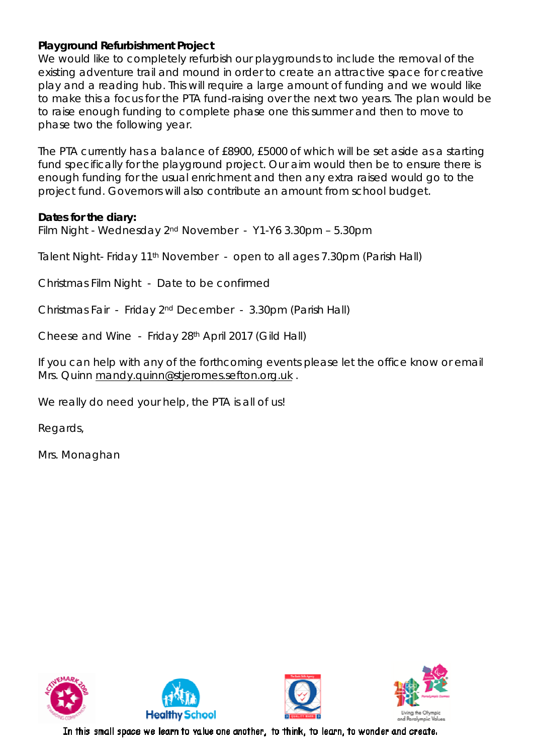**Playground Refurbishment Project**

We would like to completely refurbish our playgrounds to include the removal of the existing adventure trail and mound in order to create an attractive space for creative play and a reading hub. This will require a large amount of funding and we would like to make this a focus for the PTA fund-raising over the next two years. The plan would be to raise enough funding to complete phase one this summer and then to move to phase two the following year.

The PTA currently has a balance of £8900, £5000 of which will be set aside as a starting fund specifically for the playground project. Our aim would then be to ensure there is enough funding for the usual enrichment and then any extra raised would go to the project fund. Governors will also contribute an amount from school budget.

**Dates for the diary:**

Film Night - Wednesday 2nd November - Y1-Y6 3.30pm – 5.30pm

Talent Night- Friday 11th November - open to all ages 7.30pm (Parish Hall)

Christmas Film Night - Date to be confirmed

Christmas Fair - Friday 2nd December - 3.30pm (Parish Hall)

Cheese and Wine - Friday 28th April 2017 (Gild Hall)

If you can help with any of the forthcoming events please let the office know or email Mrs. Quinn mandy.quinn@stjeromes.sefton.org.uk .

We really do need your help, the PTA is all of us!

Regards,

Mrs. Monaghan

In this small space we learn to value one another, to think, to learn, to wonder and create.